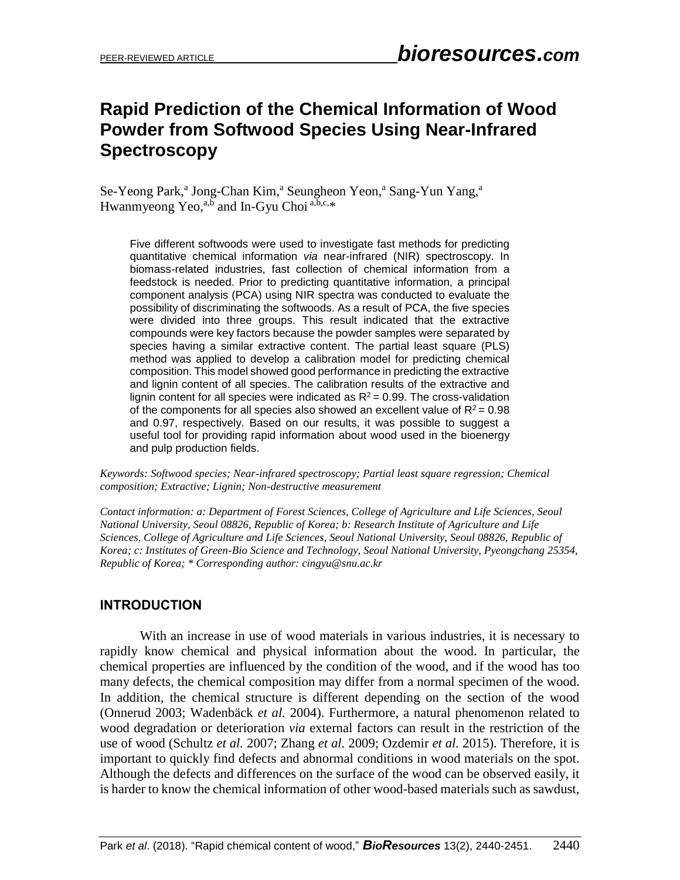# Rapid Prediction of the Chemical Information of Wood Powder from Softwood Species Using Near-Infrared Spectroscopy

Se-Yeong Park,[a] Jong-Chan Kim,[a] Seungheon Yeon,[a] Sang-Yun Yang,[a] Hwanmyeong Yeo,[a,b] and In-Gyu Choi [a,b,c,]*

Five different softwoods were used to investigate fast methods for predicting quantitative chemical information *via* near-infrared (NIR) spectroscopy. In biomass-related industries, fast collection of chemical information from a feedstock is needed. Prior to predicting quantitative information, a principal component analysis (PCA) using NIR spectra was conducted to evaluate the possibility of discriminating the softwoods. As a result of PCA, the five species were divided into three groups. This result indicated that the extractive compounds were key factors because the powder samples were separated by species having a similar extractive content. The partial least square (PLS) method was applied to develop a calibration model for predicting chemical composition. This model showed good performance in predicting the extractive and lignin content of all species. The calibration results of the extractive and lignin content for all species were indicated as $R^2 = 0.99$. The cross-validation of the components for all species also showed an excellent value of $R^2 = 0.98$ and 0.97, respectively. Based on our results, it was possible to suggest a useful tool for providing rapid information about wood used in the bioenergy and pulp production fields.

*Keywords: Softwood species; Near-infrared spectroscopy; Partial least square regression; Chemical composition; Extractive; Lignin; Non-destructive measurement*

*Contact information: a: Department of Forest Sciences, College of Agriculture and Life Sciences, Seoul National University, Seoul 08826, Republic of Korea; b: Research Institute of Agriculture and Life Sciences, College of Agriculture and Life Sciences, Seoul National University, Seoul 08826, Republic of Korea; c: Institutes of Green-Bio Science and Technology, Seoul National University, Pyeongchang 25354, Republic of Korea; * Corresponding author: cingyu@snu.ac.kr*

## INTRODUCTION

With an increase in use of wood materials in various industries, it is necessary to rapidly know chemical and physical information about the wood. In particular, the chemical properties are influenced by the condition of the wood, and if the wood has too many defects, the chemical composition may differ from a normal specimen of the wood. In addition, the chemical structure is different depending on the section of the wood (Onnerud 2003; Wadenbäck *et al.* 2004). Furthermore, a natural phenomenon related to wood degradation or deterioration *via* external factors can result in the restriction of the use of wood (Schultz *et al.* 2007; Zhang *et al.* 2009; Ozdemir *et al.* 2015). Therefore, it is important to quickly find defects and abnormal conditions in wood materials on the spot. Although the defects and differences on the surface of the wood can be observed easily, it is harder to know the chemical information of other wood-based materials such as sawdust,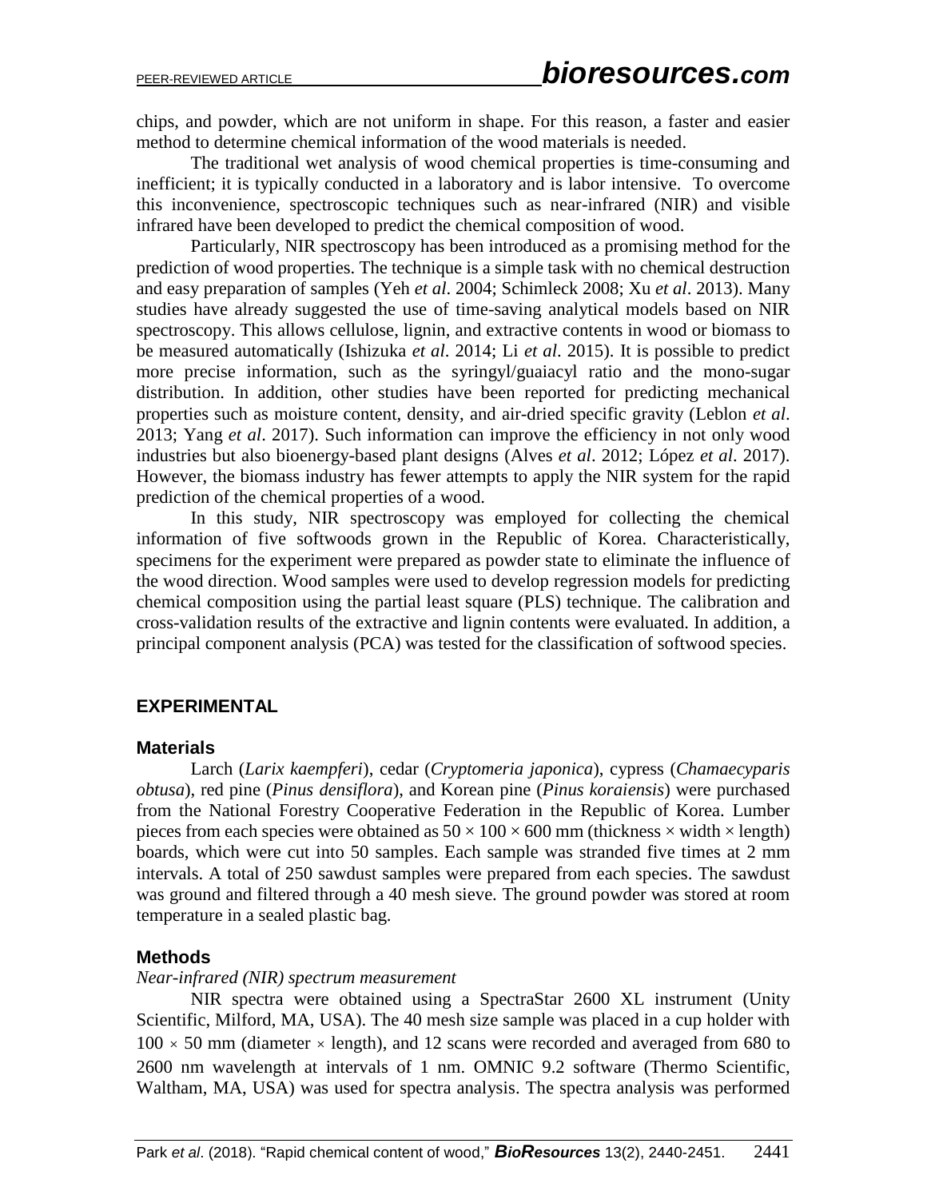chips, and powder, which are not uniform in shape. For this reason, a faster and easier method to determine chemical information of the wood materials is needed.

The traditional wet analysis of wood chemical properties is time-consuming and inefficient; it is typically conducted in a laboratory and is labor intensive. To overcome this inconvenience, spectroscopic techniques such as near-infrared (NIR) and visible infrared have been developed to predict the chemical composition of wood.

Particularly, NIR spectroscopy has been introduced as a promising method for the prediction of wood properties. The technique is a simple task with no chemical destruction and easy preparation of samples (Yeh *et al*. 2004; Schimleck 2008; Xu *et al*. 2013). Many studies have already suggested the use of time-saving analytical models based on NIR spectroscopy. This allows cellulose, lignin, and extractive contents in wood or biomass to be measured automatically (Ishizuka *et al*. 2014; Li *et al*. 2015). It is possible to predict more precise information, such as the syringyl/guaiacyl ratio and the mono-sugar distribution. In addition, other studies have been reported for predicting mechanical properties such as moisture content, density, and air-dried specific gravity (Leblon *et al*. 2013; Yang *et al*. 2017). Such information can improve the efficiency in not only wood industries but also bioenergy-based plant designs (Alves *et al*. 2012; López *et al*. 2017). However, the biomass industry has fewer attempts to apply the NIR system for the rapid prediction of the chemical properties of a wood.

In this study, NIR spectroscopy was employed for collecting the chemical information of five softwoods grown in the Republic of Korea. Characteristically, specimens for the experiment were prepared as powder state to eliminate the influence of the wood direction. Wood samples were used to develop regression models for predicting chemical composition using the partial least square (PLS) technique. The calibration and cross-validation results of the extractive and lignin contents were evaluated. In addition, a principal component analysis (PCA) was tested for the classification of softwood species.

## EXPERIMENTAL

### Materials

Larch (*Larix kaempferi*), cedar (*Cryptomeria japonica*), cypress (*Chamaecyparis obtusa*), red pine (*Pinus densiflora*), and Korean pine (*Pinus koraiensis*) were purchased from the National Forestry Cooperative Federation in the Republic of Korea. Lumber pieces from each species were obtained as $50 \times 100 \times 600$ mm (thickness × width × length) boards, which were cut into 50 samples. Each sample was stranded five times at 2 mm intervals. A total of 250 sawdust samples were prepared from each species. The sawdust was ground and filtered through a 40 mesh sieve. The ground powder was stored at room temperature in a sealed plastic bag.

### Methods

*Near-infrared (NIR) spectrum measurement*

NIR spectra were obtained using a SpectraStar 2600 XL instrument (Unity Scientific, Milford, MA, USA). The 40 mesh size sample was placed in a cup holder with $100 \times 50$ mm (diameter × length), and 12 scans were recorded and averaged from 680 to 2600 nm wavelength at intervals of 1 nm. OMNIC 9.2 software (Thermo Scientific, Waltham, MA, USA) was used for spectra analysis. The spectra analysis was performed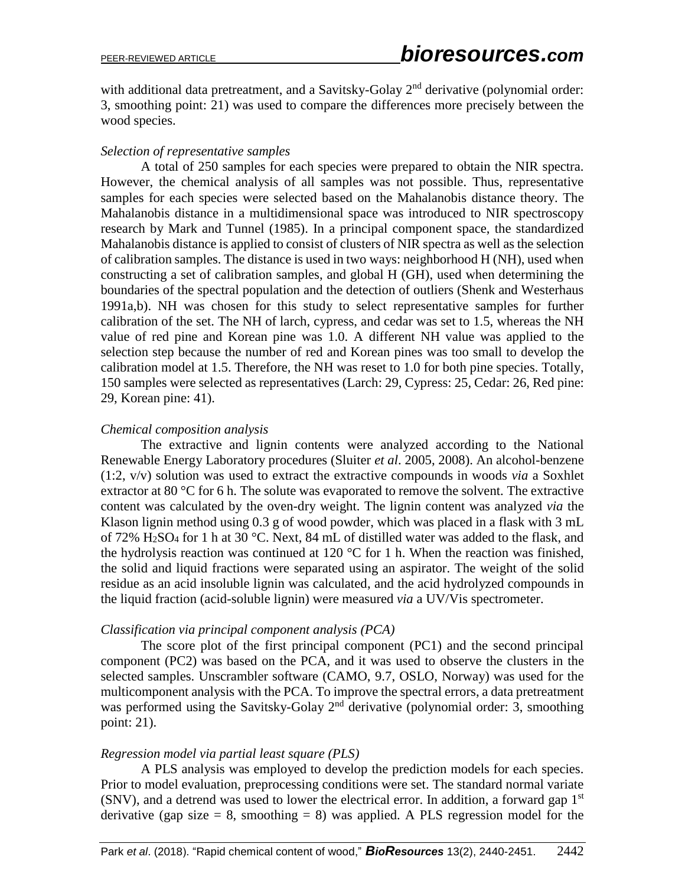with additional data pretreatment, and a Savitsky-Golay 2nd derivative (polynomial order: 3, smoothing point: 21) was used to compare the differences more precisely between the wood species.

### *Selection of representative samples*

A total of 250 samples for each species were prepared to obtain the NIR spectra. However, the chemical analysis of all samples was not possible. Thus, representative samples for each species were selected based on the Mahalanobis distance theory. The Mahalanobis distance in a multidimensional space was introduced to NIR spectroscopy research by Mark and Tunnel (1985). In a principal component space, the standardized Mahalanobis distance is applied to consist of clusters of NIR spectra as well as the selection of calibration samples. The distance is used in two ways: neighborhood H (NH), used when constructing a set of calibration samples, and global H (GH), used when determining the boundaries of the spectral population and the detection of outliers (Shenk and Westerhaus 1991a,b). NH was chosen for this study to select representative samples for further calibration of the set. The NH of larch, cypress, and cedar was set to 1.5, whereas the NH value of red pine and Korean pine was 1.0. A different NH value was applied to the selection step because the number of red and Korean pines was too small to develop the calibration model at 1.5. Therefore, the NH was reset to 1.0 for both pine species. Totally, 150 samples were selected as representatives (Larch: 29, Cypress: 25, Cedar: 26, Red pine: 29, Korean pine: 41).

### *Chemical composition analysis*

The extractive and lignin contents were analyzed according to the National Renewable Energy Laboratory procedures (Sluiter *et al*. 2005, 2008). An alcohol-benzene (1:2, v/v) solution was used to extract the extractive compounds in woods *via* a Soxhlet extractor at 80 °C for 6 h. The solute was evaporated to remove the solvent. The extractive content was calculated by the oven-dry weight. The lignin content was analyzed *via* the Klason lignin method using 0.3 g of wood powder, which was placed in a flask with 3 mL of 72% $H_2SO_4$ for 1 h at 30 °C. Next, 84 mL of distilled water was added to the flask, and the hydrolysis reaction was continued at 120 °C for 1 h. When the reaction was finished, the solid and liquid fractions were separated using an aspirator. The weight of the solid residue as an acid insoluble lignin was calculated, and the acid hydrolyzed compounds in the liquid fraction (acid-soluble lignin) were measured *via* a UV/Vis spectrometer.

### *Classification via principal component analysis (PCA)*

The score plot of the first principal component (PC1) and the second principal component (PC2) was based on the PCA, and it was used to observe the clusters in the selected samples. Unscrambler software (CAMO, 9.7, OSLO, Norway) was used for the multicomponent analysis with the PCA. To improve the spectral errors, a data pretreatment was performed using the Savitsky-Golay 2nd derivative (polynomial order: 3, smoothing point: 21).

### *Regression model via partial least square (PLS)*

A PLS analysis was employed to develop the prediction models for each species. Prior to model evaluation, preprocessing conditions were set. The standard normal variate (SNV), and a detrend was used to lower the electrical error. In addition, a forward gap 1st derivative (gap size = 8, smoothing = 8) was applied. A PLS regression model for the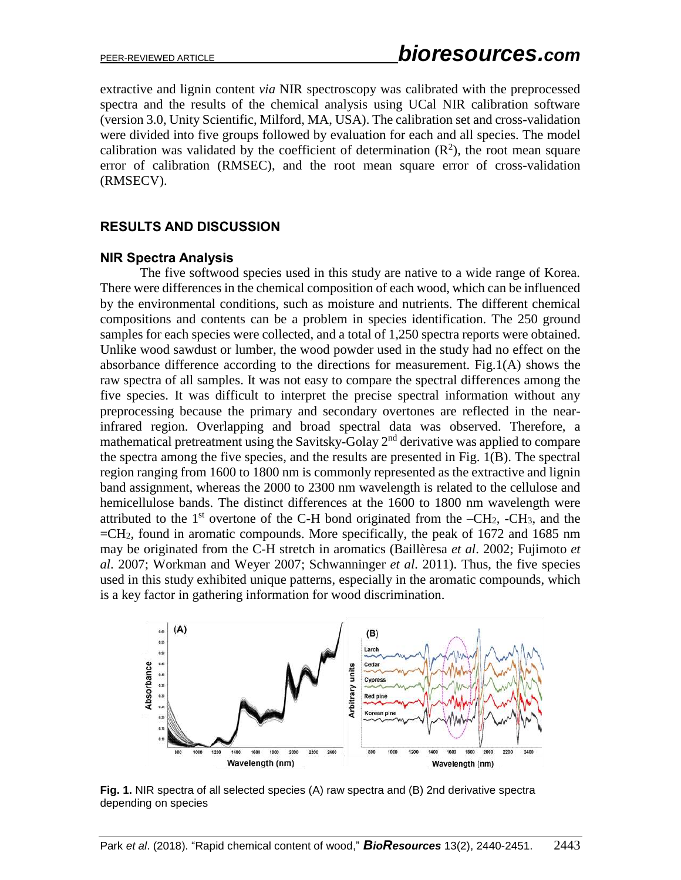extractive and lignin content *via* NIR spectroscopy was calibrated with the preprocessed spectra and the results of the chemical analysis using UCal NIR calibration software (version 3.0, Unity Scientific, Milford, MA, USA). The calibration set and cross-validation were divided into five groups followed by evaluation for each and all species. The model calibration was validated by the coefficient of determination ($R^2$), the root mean square error of calibration (RMSEC), and the root mean square error of cross-validation (RMSECV).

## RESULTS AND DISCUSSION

### NIR Spectra Analysis

The five softwood species used in this study are native to a wide range of Korea. There were differences in the chemical composition of each wood, which can be influenced by the environmental conditions, such as moisture and nutrients. The different chemical compositions and contents can be a problem in species identification. The 250 ground samples for each species were collected, and a total of 1,250 spectra reports were obtained. Unlike wood sawdust or lumber, the wood powder used in the study had no effect on the absorbance difference according to the directions for measurement. Fig.1(A) shows the raw spectra of all samples. It was not easy to compare the spectral differences among the five species. It was difficult to interpret the precise spectral information without any preprocessing because the primary and secondary overtones are reflected in the near-infrared region. Overlapping and broad spectral data was observed. Therefore, a mathematical pretreatment using the Savitsky-Golay 2nd derivative was applied to compare the spectra among the five species, and the results are presented in Fig. 1(B). The spectral region ranging from 1600 to 1800 nm is commonly represented as the extractive and lignin band assignment, whereas the 2000 to 2300 nm wavelength is related to the cellulose and hemicellulose bands. The distinct differences at the 1600 to 1800 nm wavelength were attributed to the 1st overtone of the C-H bond originated from the $–CH_2$, $-CH_3$, and the $=CH_2$, found in aromatic compounds. More specifically, the peak of 1672 and 1685 nm may be originated from the C-H stretch in aromatics (Baillèresa *et al*. 2002; Fujimoto *et al*. 2007; Workman and Weyer 2007; Schwanninger *et al*. 2011). Thus, the five species used in this study exhibited unique patterns, especially in the aromatic compounds, which is a key factor in gathering information for wood discrimination.

**Fig. 1.** NIR spectra of all selected species (A) raw spectra and (B) 2nd derivative spectra depending on species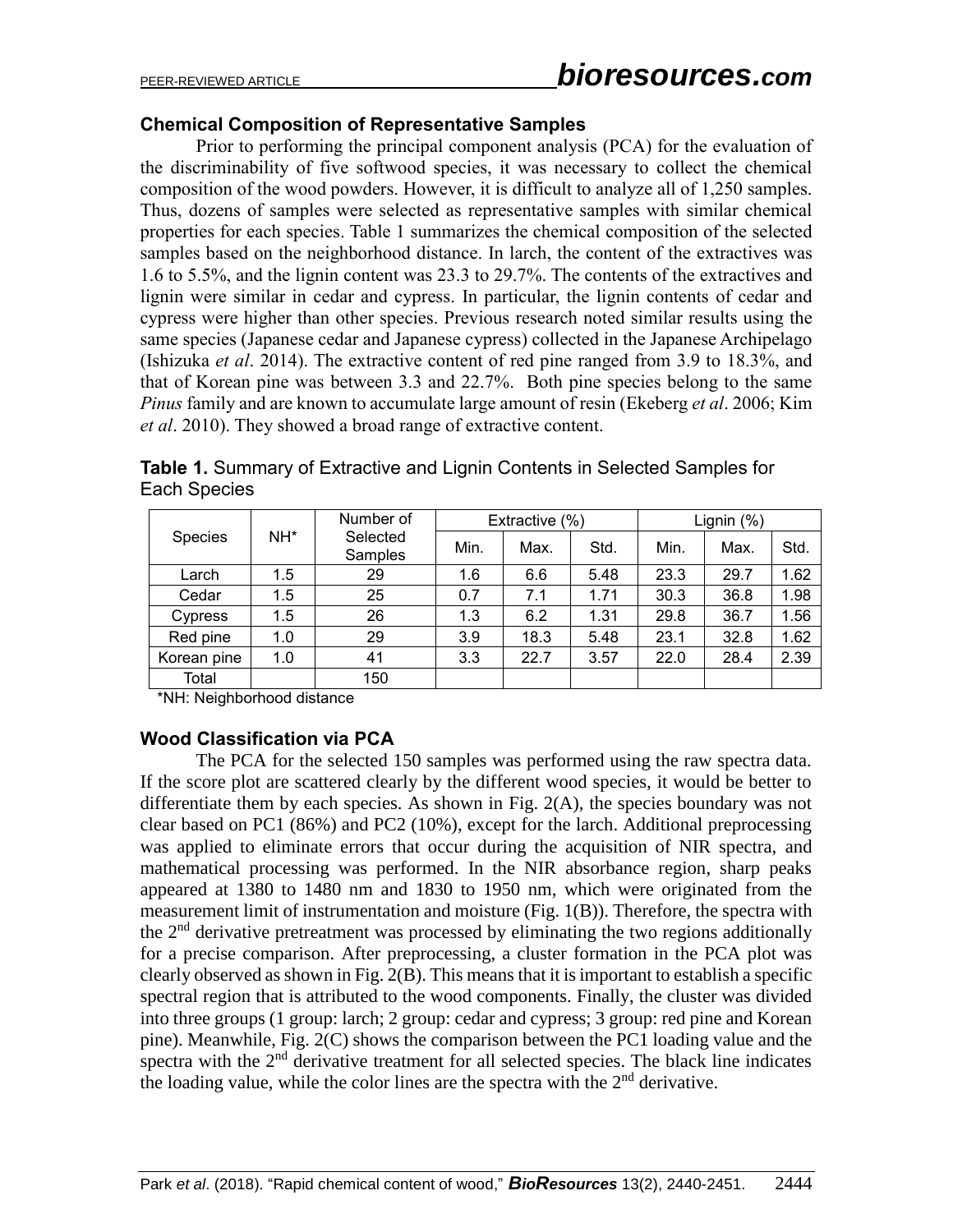### Chemical Composition of Representative Samples

Prior to performing the principal component analysis (PCA) for the evaluation of the discriminability of five softwood species, it was necessary to collect the chemical composition of the wood powders. However, it is difficult to analyze all of 1,250 samples. Thus, dozens of samples were selected as representative samples with similar chemical properties for each species. Table 1 summarizes the chemical composition of the selected samples based on the neighborhood distance. In larch, the content of the extractives was 1.6 to 5.5%, and the lignin content was 23.3 to 29.7%. The contents of the extractives and lignin were similar in cedar and cypress. In particular, the lignin contents of cedar and cypress were higher than other species. Previous research noted similar results using the same species (Japanese cedar and Japanese cypress) collected in the Japanese Archipelago (Ishizuka *et al*. 2014). The extractive content of red pine ranged from 3.9 to 18.3%, and that of Korean pine was between 3.3 and 22.7%. Both pine species belong to the same *Pinus* family and are known to accumulate large amount of resin (Ekeberg *et al*. 2006; Kim *et al*. 2010). They showed a broad range of extractive content.

**Table 1.** Summary of Extractive and Lignin Contents in Selected Samples for Each Species

| Species | NH* | Number of Selected Samples | Extractive (%) | | | Lignin (%) | | |
|---|---|---|---|---|---|---|---|---|
| | | | Min. | Max. | Std. | Min. | Max. | Std. |
| Larch | 1.5 | 29 | 1.6 | 6.6 | 5.48 | 23.3 | 29.7 | 1.62 |
| Cedar | 1.5 | 25 | 0.7 | 7.1 | 1.71 | 30.3 | 36.8 | 1.98 |
| Cypress | 1.5 | 26 | 1.3 | 6.2 | 1.31 | 29.8 | 36.7 | 1.56 |
| Red pine | 1.0 | 29 | 3.9 | 18.3 | 5.48 | 23.1 | 32.8 | 1.62 |
| Korean pine | 1.0 | 41 | 3.3 | 22.7 | 3.57 | 22.0 | 28.4 | 2.39 |
| Total | | 150 | | | | | | |

*NH: Neighborhood distance

### Wood Classification via PCA

The PCA for the selected 150 samples was performed using the raw spectra data. If the score plot are scattered clearly by the different wood species, it would be better to differentiate them by each species. As shown in Fig. 2(A), the species boundary was not clear based on PC1 (86%) and PC2 (10%), except for the larch. Additional preprocessing was applied to eliminate errors that occur during the acquisition of NIR spectra, and mathematical processing was performed. In the NIR absorbance region, sharp peaks appeared at 1380 to 1480 nm and 1830 to 1950 nm, which were originated from the measurement limit of instrumentation and moisture (Fig. 1(B)). Therefore, the spectra with the 2$^{nd}$ derivative pretreatment was processed by eliminating the two regions additionally for a precise comparison. After preprocessing, a cluster formation in the PCA plot was clearly observed as shown in Fig. 2(B). This means that it is important to establish a specific spectral region that is attributed to the wood components. Finally, the cluster was divided into three groups (1 group: larch; 2 group: cedar and cypress; 3 group: red pine and Korean pine). Meanwhile, Fig. 2(C) shows the comparison between the PC1 loading value and the spectra with the 2$^{nd}$ derivative treatment for all selected species. The black line indicates the loading value, while the color lines are the spectra with the 2$^{nd}$ derivative.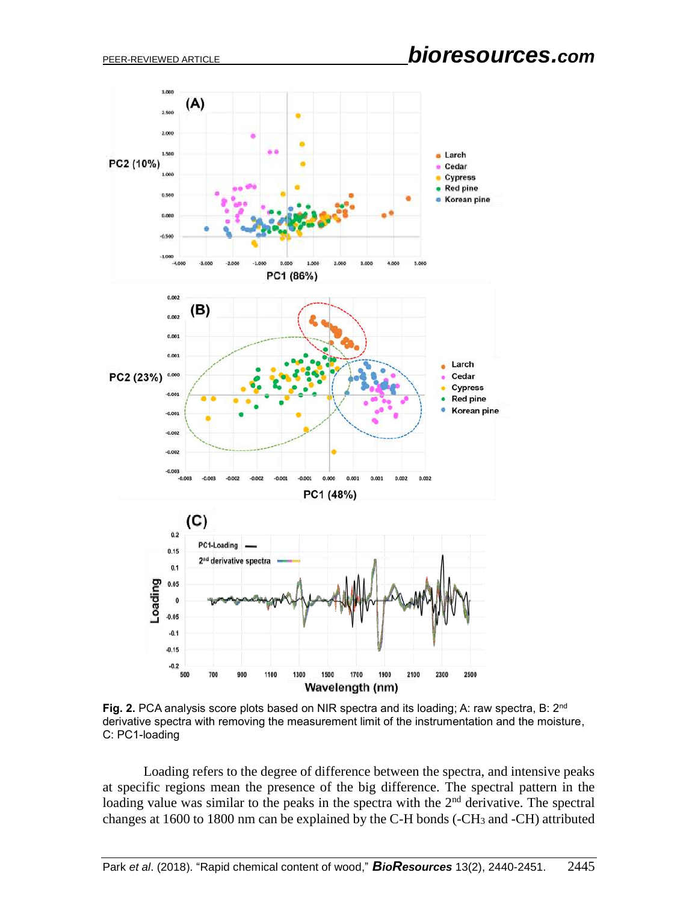**Fig. 2.** PCA analysis score plots based on NIR spectra and its loading; A: raw spectra, B: 2[nd] derivative spectra with removing the measurement limit of the instrumentation and the moisture, C: PC1-loading

Loading refers to the degree of difference between the spectra, and intensive peaks at specific regions mean the presence of the big difference. The spectral pattern in the loading value was similar to the peaks in the spectra with the 2[nd] derivative. The spectral changes at 1600 to 1800 nm can be explained by the C-H bonds (-$CH_3$ and -CH) attributed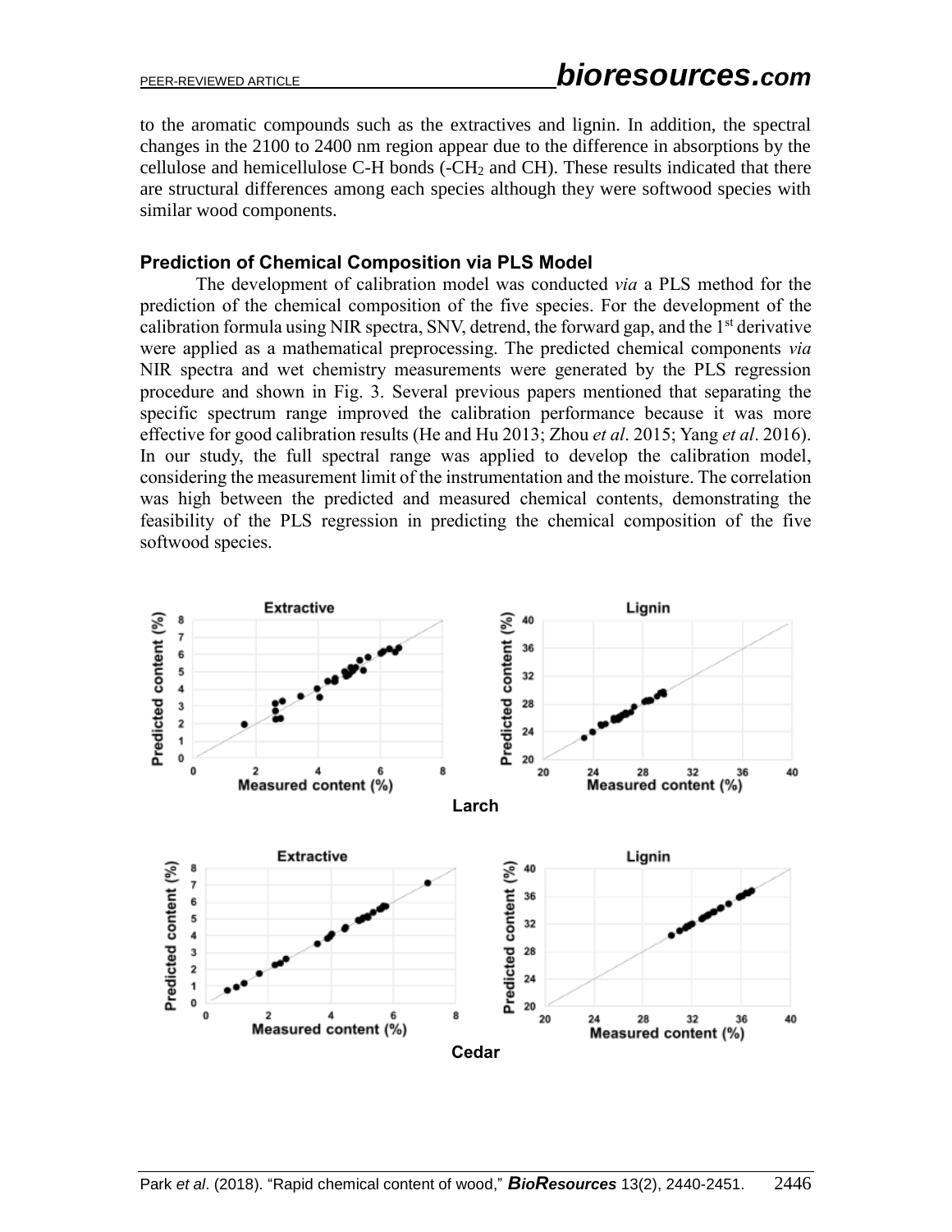to the aromatic compounds such as the extractives and lignin. In addition, the spectral changes in the 2100 to 2400 nm region appear due to the difference in absorptions by the cellulose and hemicellulose C-H bonds (-$CH_2$ and CH). These results indicated that there are structural differences among each species although they were softwood species with similar wood components.

### Prediction of Chemical Composition via PLS Model

The development of calibration model was conducted *via* a PLS method for the prediction of the chemical composition of the five species. For the development of the calibration formula using NIR spectra, SNV, detrend, the forward gap, and the 1[st] derivative were applied as a mathematical preprocessing. The predicted chemical components *via* NIR spectra and wet chemistry measurements were generated by the PLS regression procedure and shown in Fig. 3. Several previous papers mentioned that separating the specific spectrum range improved the calibration performance because it was more effective for good calibration results (He and Hu 2013; Zhou *et al*. 2015; Yang *et al*. 2016). In our study, the full spectral range was applied to develop the calibration model, considering the measurement limit of the instrumentation and the moisture. The correlation was high between the predicted and measured chemical contents, demonstrating the feasibility of the PLS regression in predicting the chemical composition of the five softwood species.

Larch

Cedar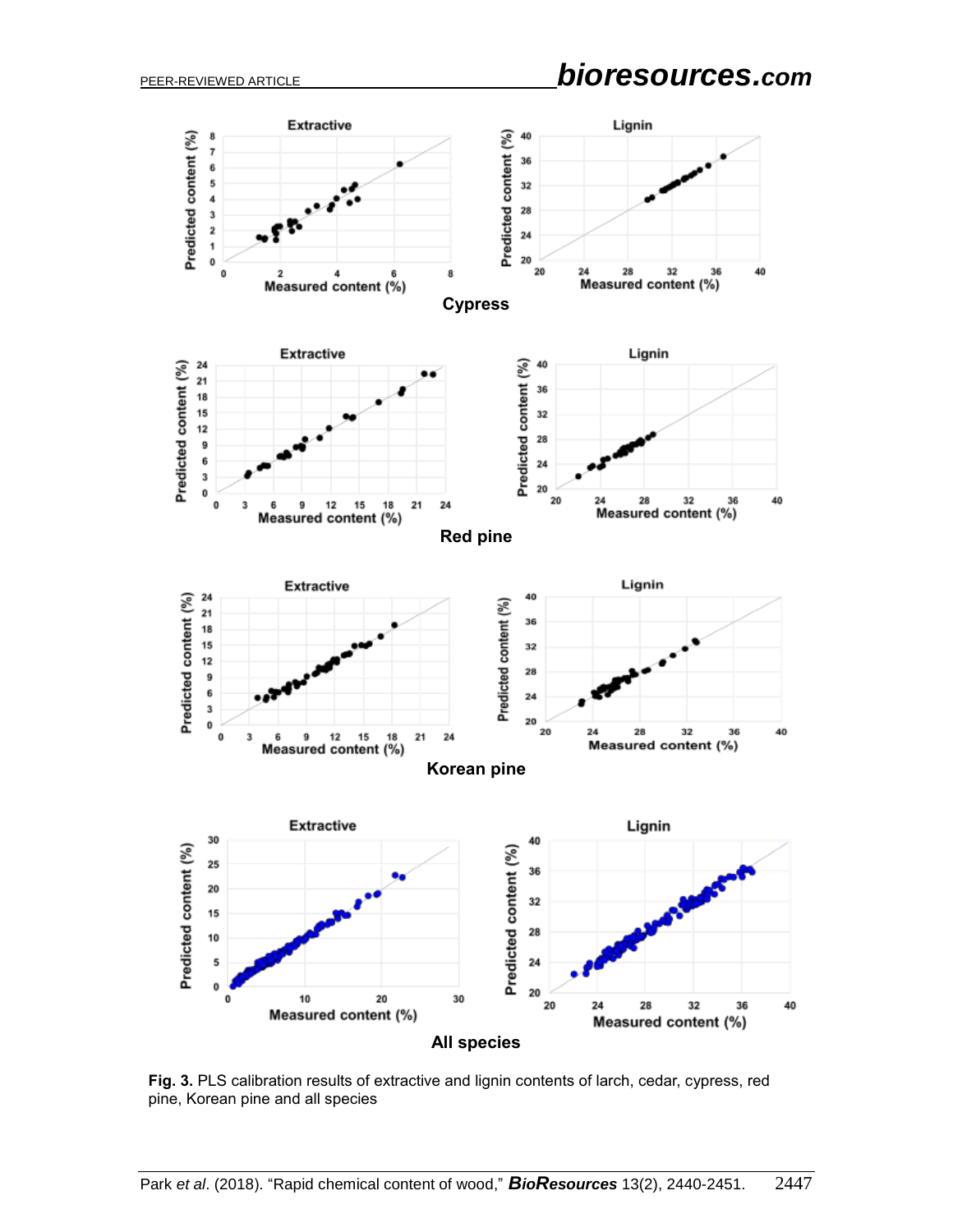**Fig. 3.** PLS calibration results of extractive and lignin contents of larch, cedar, cypress, red pine, Korean pine and all species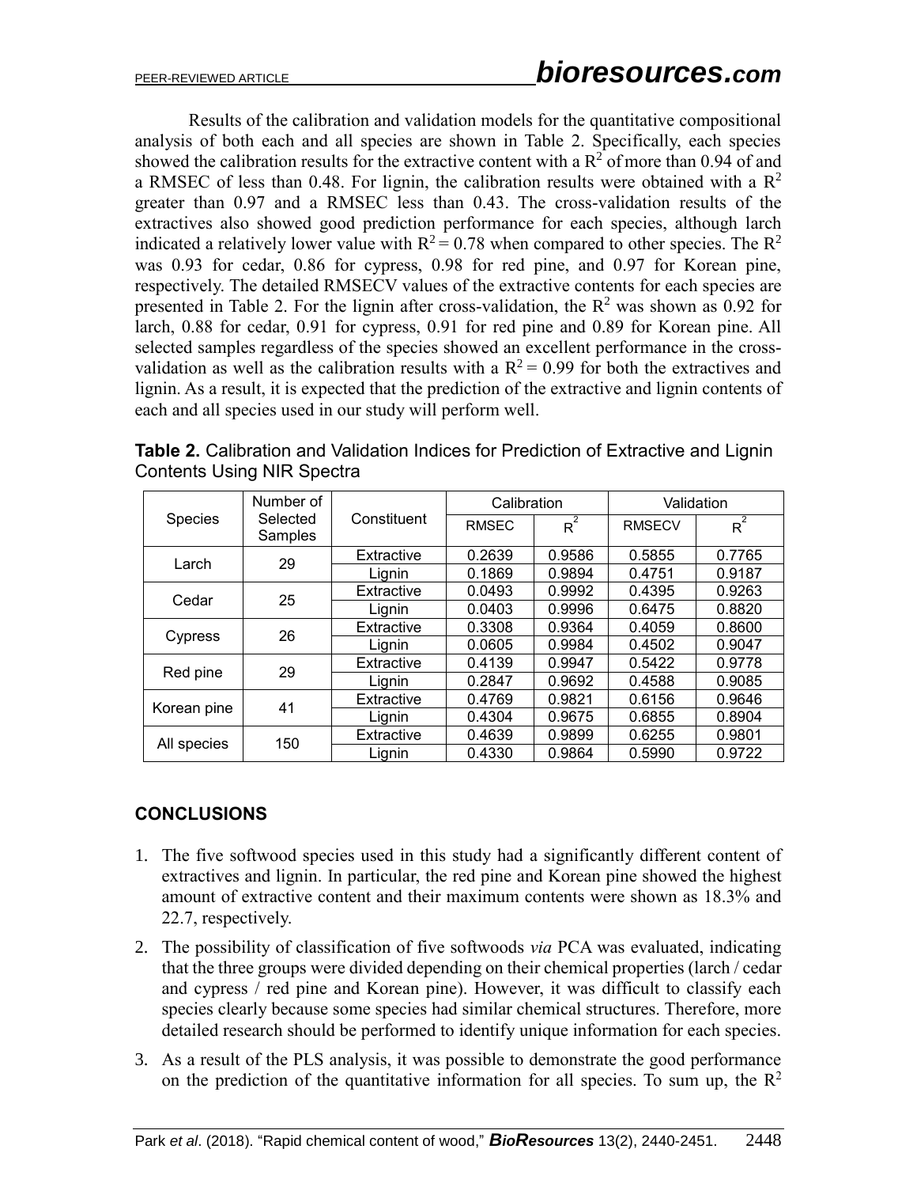Results of the calibration and validation models for the quantitative compositional analysis of both each and all species are shown in Table 2. Specifically, each species showed the calibration results for the extractive content with a $R^2$ of more than 0.94 of and a RMSEC of less than 0.48. For lignin, the calibration results were obtained with a $R^2$ greater than 0.97 and a RMSEC less than 0.43. The cross-validation results of the extractives also showed good prediction performance for each species, although larch indicated a relatively lower value with $R^2 = 0.78$ when compared to other species. The $R^2$ was 0.93 for cedar, 0.86 for cypress, 0.98 for red pine, and 0.97 for Korean pine, respectively. The detailed RMSECV values of the extractive contents for each species are presented in Table 2. For the lignin after cross-validation, the $R^2$ was shown as 0.92 for larch, 0.88 for cedar, 0.91 for cypress, 0.91 for red pine and 0.89 for Korean pine. All selected samples regardless of the species showed an excellent performance in the cross-validation as well as the calibration results with a $R^2 = 0.99$ for both the extractives and lignin. As a result, it is expected that the prediction of the extractive and lignin contents of each and all species used in our study will perform well.

**Table 2.** Calibration and Validation Indices for Prediction of Extractive and Lignin Contents Using NIR Spectra

| Species | Number of Selected Samples | Constituent | Calibration | | Validation | |
|---|---|---|---|---|---|---|
| | | | RMSEC | $R^2$ | RMSECV | $R^2$ |
| Larch | 29 | Extractive | 0.2639 | 0.9586 | 0.5855 | 0.7765 |
| | | Lignin | 0.1869 | 0.9894 | 0.4751 | 0.9187 |
| Cedar | 25 | Extractive | 0.0493 | 0.9992 | 0.4395 | 0.9263 |
| | | Lignin | 0.0403 | 0.9996 | 0.6475 | 0.8820 |
| Cypress | 26 | Extractive | 0.3308 | 0.9364 | 0.4059 | 0.8600 |
| | | Lignin | 0.0605 | 0.9984 | 0.4502 | 0.9047 |
| Red pine | 29 | Extractive | 0.4139 | 0.9947 | 0.5422 | 0.9778 |
| | | Lignin | 0.2847 | 0.9692 | 0.4588 | 0.9085 |
| Korean pine | 41 | Extractive | 0.4769 | 0.9821 | 0.6156 | 0.9646 |
| | | Lignin | 0.4304 | 0.9675 | 0.6855 | 0.8904 |
| All species | 150 | Extractive | 0.4639 | 0.9899 | 0.6255 | 0.9801 |
| | | Lignin | 0.4330 | 0.9864 | 0.5990 | 0.9722 |

## CONCLUSIONS

1. The five softwood species used in this study had a significantly different content of extractives and lignin. In particular, the red pine and Korean pine showed the highest amount of extractive content and their maximum contents were shown as 18.3% and 22.7, respectively.
2. The possibility of classification of five softwoods *via* PCA was evaluated, indicating that the three groups were divided depending on their chemical properties (larch / cedar and cypress / red pine and Korean pine). However, it was difficult to classify each species clearly because some species had similar chemical structures. Therefore, more detailed research should be performed to identify unique information for each species.
3. As a result of the PLS analysis, it was possible to demonstrate the good performance on the prediction of the quantitative information for all species. To sum up, the $R^2$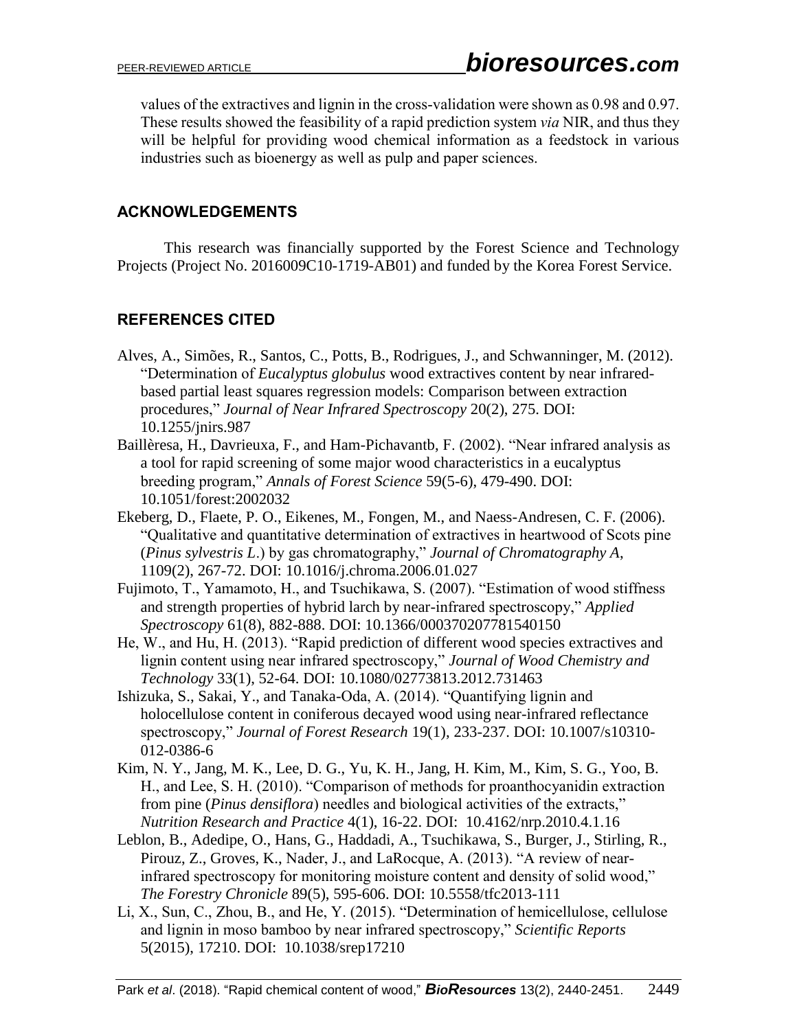values of the extractives and lignin in the cross-validation were shown as 0.98 and 0.97. These results showed the feasibility of a rapid prediction system *via* NIR, and thus they will be helpful for providing wood chemical information as a feedstock in various industries such as bioenergy as well as pulp and paper sciences.

## ACKNOWLEDGEMENTS

This research was financially supported by the Forest Science and Technology Projects (Project No. 2016009C10-1719-AB01) and funded by the Korea Forest Service.

## REFERENCES CITED

Alves, A., Simões, R., Santos, C., Potts, B., Rodrigues, J., and Schwanninger, M. (2012). "Determination of *Eucalyptus globulus* wood extractives content by near infrared-based partial least squares regression models: Comparison between extraction procedures," *Journal of Near Infrared Spectroscopy* 20(2), 275. DOI: 10.1255/jnirs.987

Baillèresa, H., Davrieuxa, F., and Ham-Pichavantb, F. (2002). "Near infrared analysis as a tool for rapid screening of some major wood characteristics in a eucalyptus breeding program," *Annals of Forest Science* 59(5-6), 479-490. DOI: 10.1051/forest:2002032

Ekeberg, D., Flaete, P. O., Eikenes, M., Fongen, M., and Naess-Andresen, C. F. (2006). "Qualitative and quantitative determination of extractives in heartwood of Scots pine (*Pinus sylvestris L*.) by gas chromatography," *Journal of Chromatography A*, 1109(2), 267-72. DOI: 10.1016/j.chroma.2006.01.027

Fujimoto, T., Yamamoto, H., and Tsuchikawa, S. (2007). "Estimation of wood stiffness and strength properties of hybrid larch by near-infrared spectroscopy," *Applied Spectroscopy* 61(8), 882-888. DOI: 10.1366/000370207781540150

He, W., and Hu, H. (2013). "Rapid prediction of different wood species extractives and lignin content using near infrared spectroscopy," *Journal of Wood Chemistry and Technology* 33(1), 52-64. DOI: 10.1080/02773813.2012.731463

Ishizuka, S., Sakai, Y., and Tanaka-Oda, A. (2014). "Quantifying lignin and holocellulose content in coniferous decayed wood using near-infrared reflectance spectroscopy," *Journal of Forest Research* 19(1), 233-237. DOI: 10.1007/s10310-012-0386-6

Kim, N. Y., Jang, M. K., Lee, D. G., Yu, K. H., Jang, H. Kim, M., Kim, S. G., Yoo, B. H., and Lee, S. H. (2010). "Comparison of methods for proanthocyanidin extraction from pine (*Pinus densiflora*) needles and biological activities of the extracts," *Nutrition Research and Practice* 4(1), 16-22. DOI: 10.4162/nrp.2010.4.1.16

Leblon, B., Adedipe, O., Hans, G., Haddadi, A., Tsuchikawa, S., Burger, J., Stirling, R., Pirouz, Z., Groves, K., Nader, J., and LaRocque, A. (2013). "A review of near-infrared spectroscopy for monitoring moisture content and density of solid wood," *The Forestry Chronicle* 89(5), 595-606. DOI: 10.5558/tfc2013-111

Li, X., Sun, C., Zhou, B., and He, Y. (2015). "Determination of hemicellulose, cellulose and lignin in moso bamboo by near infrared spectroscopy," *Scientific Reports* 5(2015), 17210. DOI: 10.1038/srep17210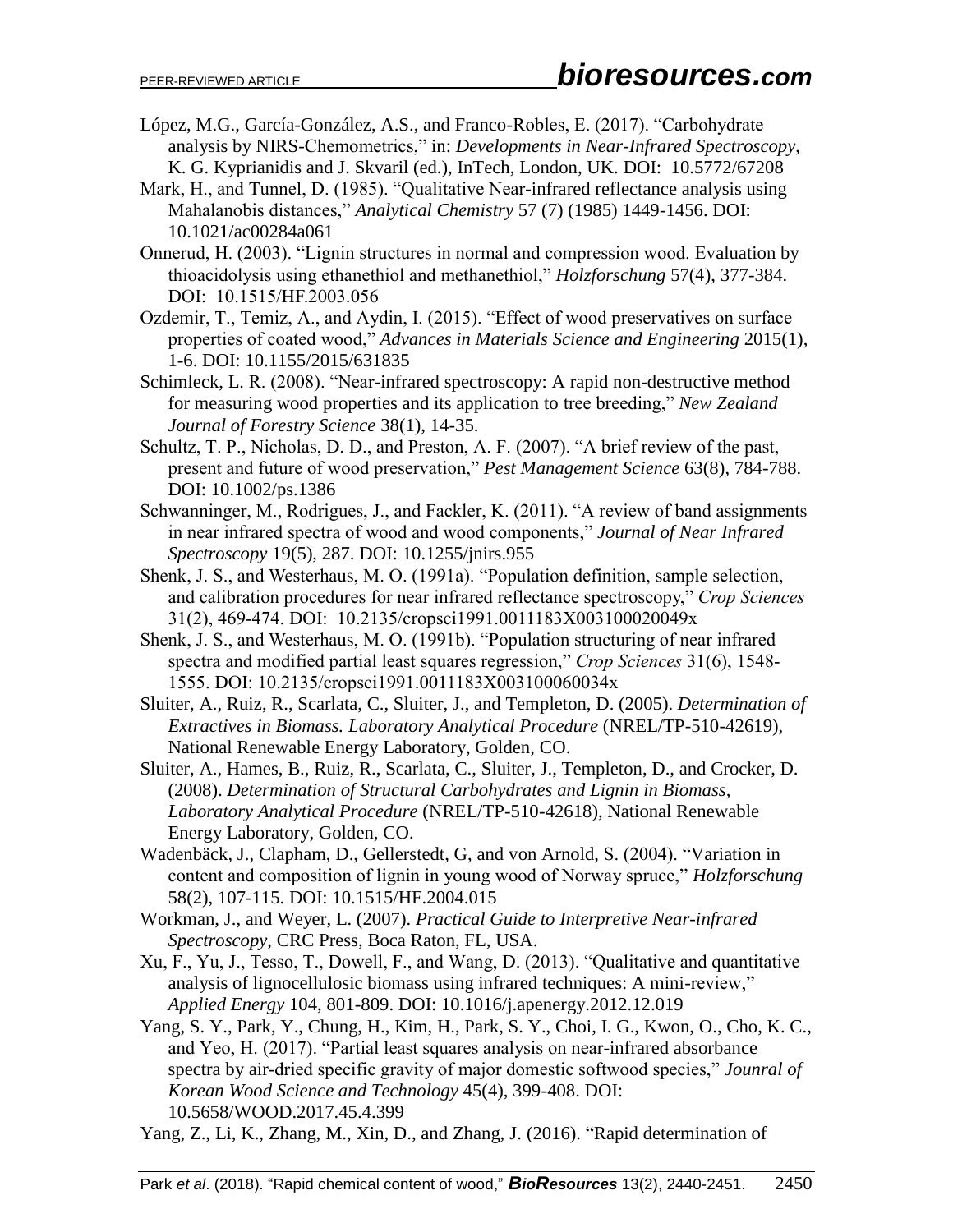López, M.G., García-González, A.S., and Franco-Robles, E. (2017). "Carbohydrate analysis by NIRS-Chemometrics," in: *Developments in Near-Infrared Spectroscopy*, K. G. Kyprianidis and J. Skvaril (ed.), InTech, London, UK. DOI: 10.5772/67208

Mark, H., and Tunnel, D. (1985). "Qualitative Near-infrared reflectance analysis using Mahalanobis distances," *Analytical Chemistry* 57 (7) (1985) 1449-1456. DOI: 10.1021/ac00284a061

Onnerud, H. (2003). "Lignin structures in normal and compression wood. Evaluation by thioacidolysis using ethanethiol and methanethiol," *Holzforschung* 57(4), 377-384. DOI: 10.1515/HF.2003.056

Ozdemir, T., Temiz, A., and Aydin, I. (2015). "Effect of wood preservatives on surface properties of coated wood," *Advances in Materials Science and Engineering* 2015(1), 1-6. DOI: 10.1155/2015/631835

Schimleck, L. R. (2008). "Near-infrared spectroscopy: A rapid non-destructive method for measuring wood properties and its application to tree breeding," *New Zealand Journal of Forestry Science* 38(1), 14-35.

Schultz, T. P., Nicholas, D. D., and Preston, A. F. (2007). "A brief review of the past, present and future of wood preservation," *Pest Management Science* 63(8), 784-788. DOI: 10.1002/ps.1386

Schwanninger, M., Rodrigues, J., and Fackler, K. (2011). "A review of band assignments in near infrared spectra of wood and wood components," *Journal of Near Infrared Spectroscopy* 19(5), 287. DOI: 10.1255/jnirs.955

Shenk, J. S., and Westerhaus, M. O. (1991a). "Population definition, sample selection, and calibration procedures for near infrared reflectance spectroscopy," *Crop Sciences* 31(2), 469-474. DOI: 10.2135/cropsci1991.0011183X003100020049x

Shenk, J. S., and Westerhaus, M. O. (1991b). "Population structuring of near infrared spectra and modified partial least squares regression," *Crop Sciences* 31(6), 1548-1555. DOI: 10.2135/cropsci1991.0011183X003100060034x

Sluiter, A., Ruiz, R., Scarlata, C., Sluiter, J., and Templeton, D. (2005). *Determination of Extractives in Biomass. Laboratory Analytical Procedure* (NREL/TP-510-42619), National Renewable Energy Laboratory, Golden, CO.

Sluiter, A., Hames, B., Ruiz, R., Scarlata, C., Sluiter, J., Templeton, D., and Crocker, D. (2008). *Determination of Structural Carbohydrates and Lignin in Biomass, Laboratory Analytical Procedure* (NREL/TP-510-42618), National Renewable Energy Laboratory, Golden, CO.

Wadenbäck, J., Clapham, D., Gellerstedt, G, and von Arnold, S. (2004). "Variation in content and composition of lignin in young wood of Norway spruce," *Holzforschung* 58(2), 107-115. DOI: 10.1515/HF.2004.015

Workman, J., and Weyer, L. (2007). *Practical Guide to Interpretive Near-infrared Spectroscopy*, CRC Press, Boca Raton, FL, USA.

Xu, F., Yu, J., Tesso, T., Dowell, F., and Wang, D. (2013). "Qualitative and quantitative analysis of lignocellulosic biomass using infrared techniques: A mini-review," *Applied Energy* 104, 801-809. DOI: 10.1016/j.apenergy.2012.12.019

Yang, S. Y., Park, Y., Chung, H., Kim, H., Park, S. Y., Choi, I. G., Kwon, O., Cho, K. C., and Yeo, H. (2017). "Partial least squares analysis on near-infrared absorbance spectra by air-dried specific gravity of major domestic softwood species," *Jounral of Korean Wood Science and Technology* 45(4), 399-408. DOI: 10.5658/WOOD.2017.45.4.399

Yang, Z., Li, K., Zhang, M., Xin, D., and Zhang, J. (2016). "Rapid determination of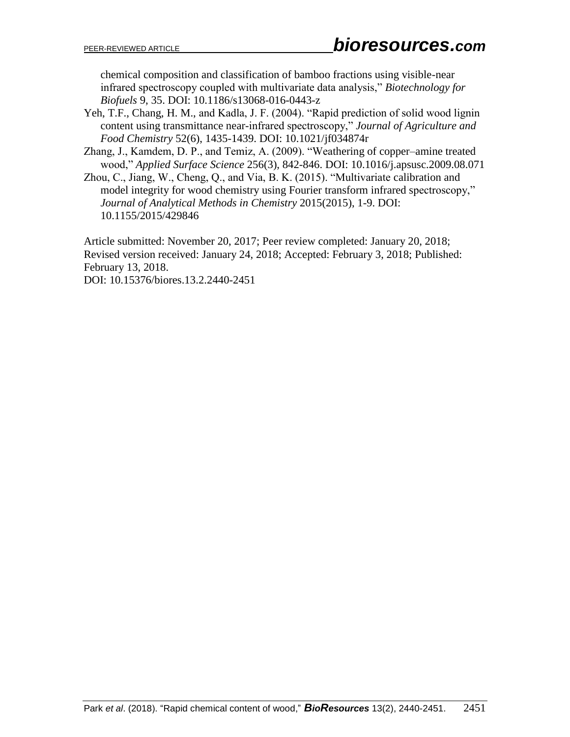chemical composition and classification of bamboo fractions using visible-near infrared spectroscopy coupled with multivariate data analysis," *Biotechnology for Biofuels* 9, 35. DOI: 10.1186/s13068-016-0443-z

Yeh, T.F., Chang, H. M., and Kadla, J. F. (2004). "Rapid prediction of solid wood lignin content using transmittance near-infrared spectroscopy," *Journal of Agriculture and Food Chemistry* 52(6), 1435-1439. DOI: 10.1021/jf034874r

Zhang, J., Kamdem, D. P., and Temiz, A. (2009). "Weathering of copper–amine treated wood," *Applied Surface Science* 256(3), 842-846. DOI: 10.1016/j.apsusc.2009.08.071

Zhou, C., Jiang, W., Cheng, Q., and Via, B. K. (2015). "Multivariate calibration and model integrity for wood chemistry using Fourier transform infrared spectroscopy," *Journal of Analytical Methods in Chemistry* 2015(2015), 1-9. DOI: 10.1155/2015/429846

Article submitted: November 20, 2017; Peer review completed: January 20, 2018; Revised version received: January 24, 2018; Accepted: February 3, 2018; Published: February 13, 2018.

DOI: 10.15376/biores.13.2.2440-2451